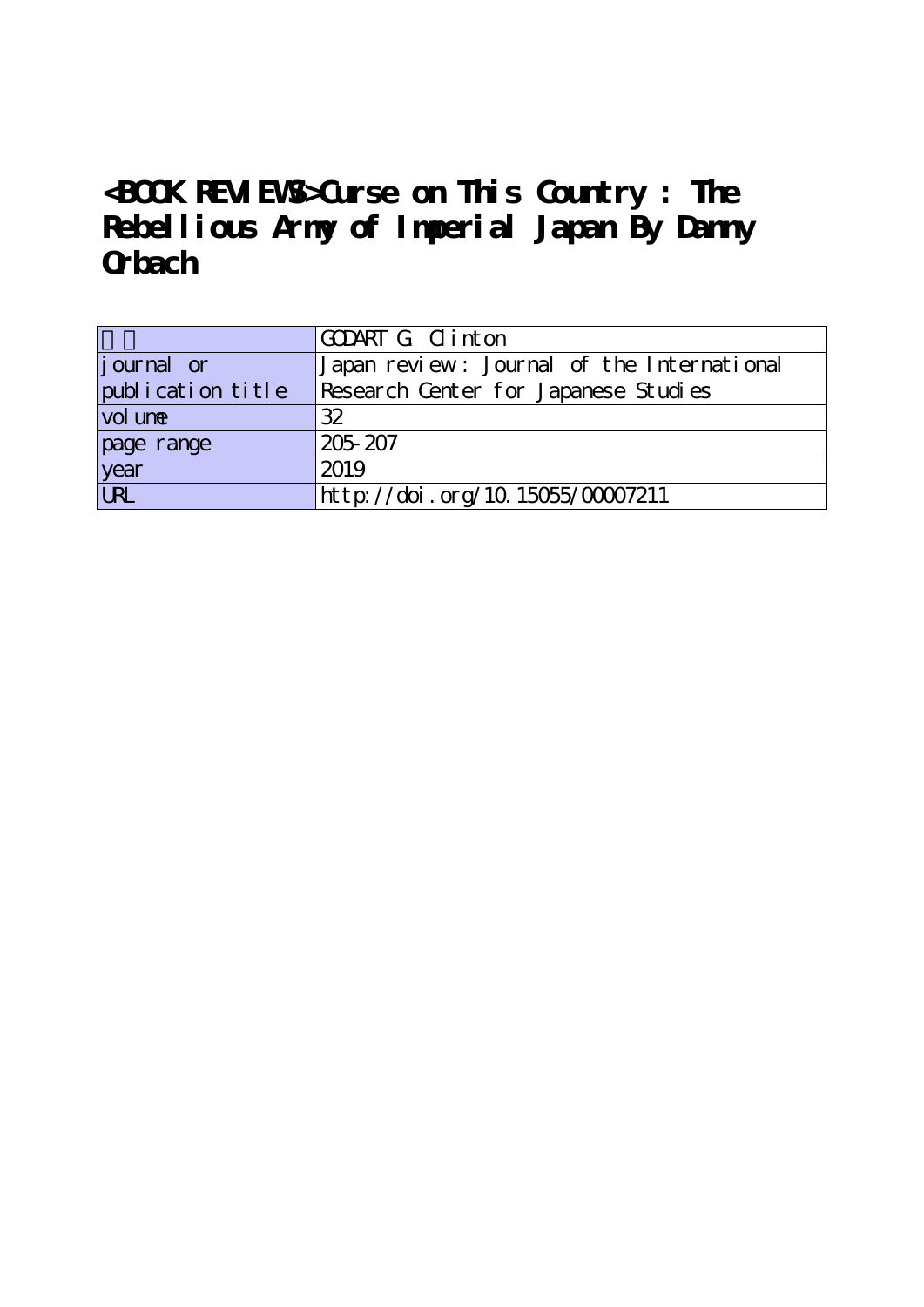# <BOOK REVIEWS>Curse on This Country : The Rebellious Army of Imperial Japan By Danny Orbach

| 著者 | GODART G. Clinton |
|---|---|
| journal or publication title | Japan review : Journal of the International Research Center for Japanese Studies |
| volume | 32 |
| page range | 205-207 |
| year | 2019 |
| URL | http://doi.org/10.15055/00007211 |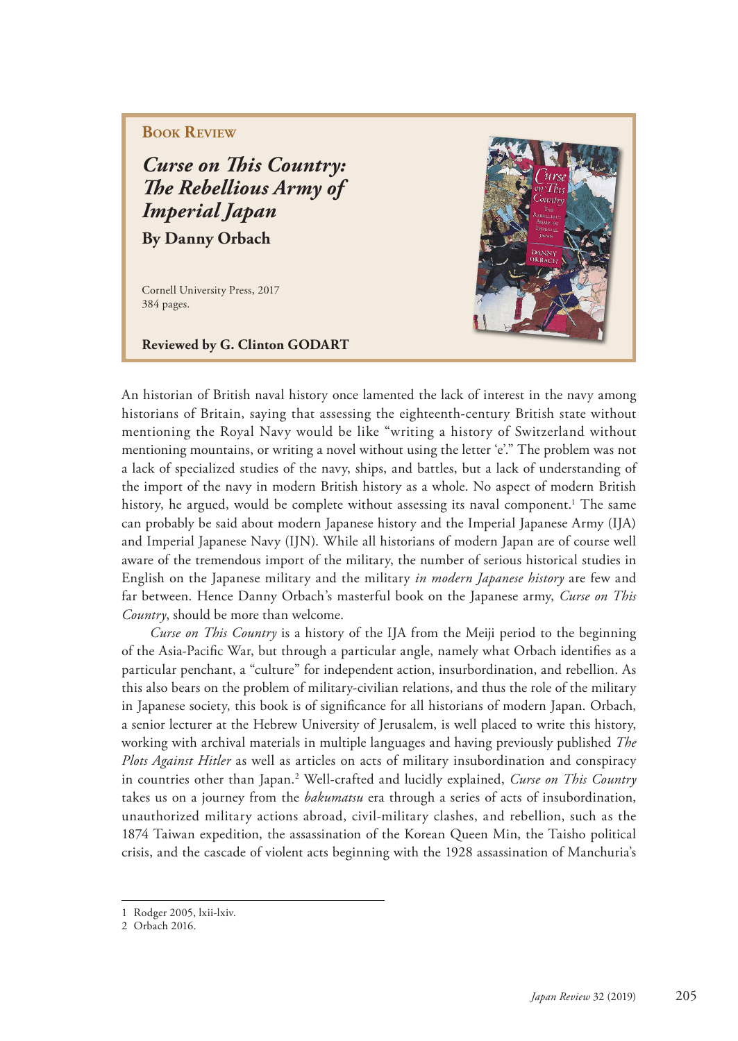**Book Review**

## *Curse on This Country: The Rebellious Army of Imperial Japan*

**By Danny Orbach**

Cornell University Press, 2017
384 pages.

**Reviewed by G. Clinton GODART**

An historian of British naval history once lamented the lack of interest in the navy among historians of Britain, saying that assessing the eighteenth-century British state without mentioning the Royal Navy would be like "writing a history of Switzerland without mentioning mountains, or writing a novel without using the letter 'e'." The problem was not a lack of specialized studies of the navy, ships, and battles, but a lack of understanding of the import of the navy in modern British history as a whole. No aspect of modern British history, he argued, would be complete without assessing its naval component.[1] The same can probably be said about modern Japanese history and the Imperial Japanese Army (IJA) and Imperial Japanese Navy (IJN). While all historians of modern Japan are of course well aware of the tremendous import of the military, the number of serious historical studies in English on the Japanese military and the military *in modern Japanese history* are few and far between. Hence Danny Orbach's masterful book on the Japanese army, *Curse on This Country*, should be more than welcome.

*Curse on This Country* is a history of the IJA from the Meiji period to the beginning of the Asia-Pacific War, but through a particular angle, namely what Orbach identifies as a particular penchant, a "culture" for independent action, insurbordination, and rebellion. As this also bears on the problem of military-civilian relations, and thus the role of the military in Japanese society, this book is of significance for all historians of modern Japan. Orbach, a senior lecturer at the Hebrew University of Jerusalem, is well placed to write this history, working with archival materials in multiple languages and having previously published *The Plots Against Hitler* as well as articles on acts of military insubordination and conspiracy in countries other than Japan.[2] Well-crafted and lucidly explained, *Curse on This Country* takes us on a journey from the *bakumatsu* era through a series of acts of insubordination, unauthorized military actions abroad, civil-military clashes, and rebellion, such as the 1874 Taiwan expedition, the assassination of the Korean Queen Min, the Taisho political crisis, and the cascade of violent acts beginning with the 1928 assassination of Manchuria's

---

1 Rodger 2005, lxii-lxiv.

2 Orbach 2016.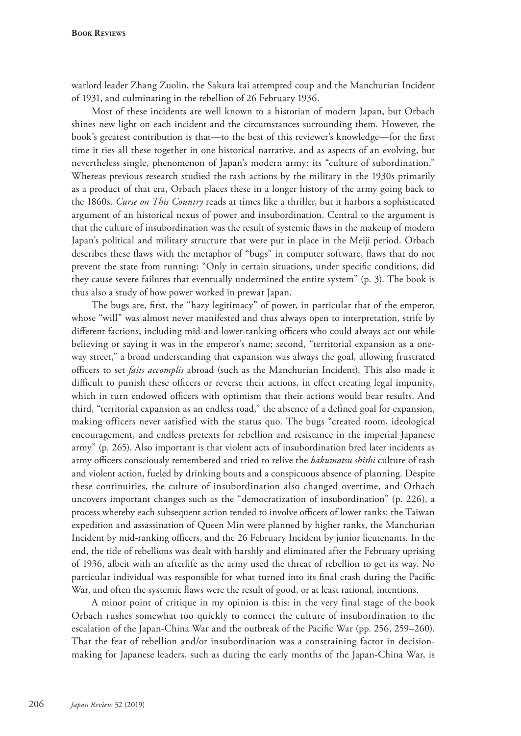warlord leader Zhang Zuolin, the Sakura kai attempted coup and the Manchurian Incident of 1931, and culminating in the rebellion of 26 February 1936.

Most of these incidents are well known to a historian of modern Japan, but Orbach shines new light on each incident and the circumstances surrounding them. However, the book's greatest contribution is that—to the best of this reviewer's knowledge—for the first time it ties all these together in one historical narrative, and as aspects of an evolving, but nevertheless single, phenomenon of Japan's modern army: its "culture of subordination." Whereas previous research studied the rash actions by the military in the 1930s primarily as a product of that era, Orbach places these in a longer history of the army going back to the 1860s. *Curse on This Country* reads at times like a thriller, but it harbors a sophisticated argument of an historical nexus of power and insubordination. Central to the argument is that the culture of insubordination was the result of systemic flaws in the makeup of modern Japan's political and military structure that were put in place in the Meiji period. Orbach describes these flaws with the metaphor of "bugs" in computer software, flaws that do not prevent the state from running: "Only in certain situations, under specific conditions, did they cause severe failures that eventually undermined the entire system" (p. 3). The book is thus also a study of how power worked in prewar Japan.

The bugs are, first, the "hazy legitimacy" of power, in particular that of the emperor, whose "will" was almost never manifested and thus always open to interpretation, strife by different factions, including mid-and-lower-ranking officers who could always act out while believing or saying it was in the emperor's name; second, "territorial expansion as a one-way street," a broad understanding that expansion was always the goal, allowing frustrated officers to set *faits accomplis* abroad (such as the Manchurian Incident). This also made it difficult to punish these officers or reverse their actions, in effect creating legal impunity, which in turn endowed officers with optimism that their actions would bear results. And third, "territorial expansion as an endless road," the absence of a defined goal for expansion, making officers never satisfied with the status quo. The bugs "created room, ideological encouragement, and endless pretexts for rebellion and resistance in the imperial Japanese army" (p. 265). Also important is that violent acts of insubordination bred later incidents as army officers consciously remembered and tried to relive the *bakumatsu shishi* culture of rash and violent action, fueled by drinking bouts and a conspicuous absence of planning. Despite these continuities, the culture of insubordination also changed overtime, and Orbach uncovers important changes such as the "democratization of insubordination" (p. 226), a process whereby each subsequent action tended to involve officers of lower ranks: the Taiwan expedition and assassination of Queen Min were planned by higher ranks, the Manchurian Incident by mid-ranking officers, and the 26 February Incident by junior lieutenants. In the end, the tide of rebellions was dealt with harshly and eliminated after the February uprising of 1936, albeit with an afterlife as the army used the threat of rebellion to get its way. No particular individual was responsible for what turned into its final crash during the Pacific War, and often the systemic flaws were the result of good, or at least rational, intentions.

A minor point of critique in my opinion is this: in the very final stage of the book Orbach rushes somewhat too quickly to connect the culture of insubordination to the escalation of the Japan-China War and the outbreak of the Pacific War (pp. 256, 259–260). That the fear of rebellion and/or insubordination was a constraining factor in decision-making for Japanese leaders, such as during the early months of the Japan-China War, is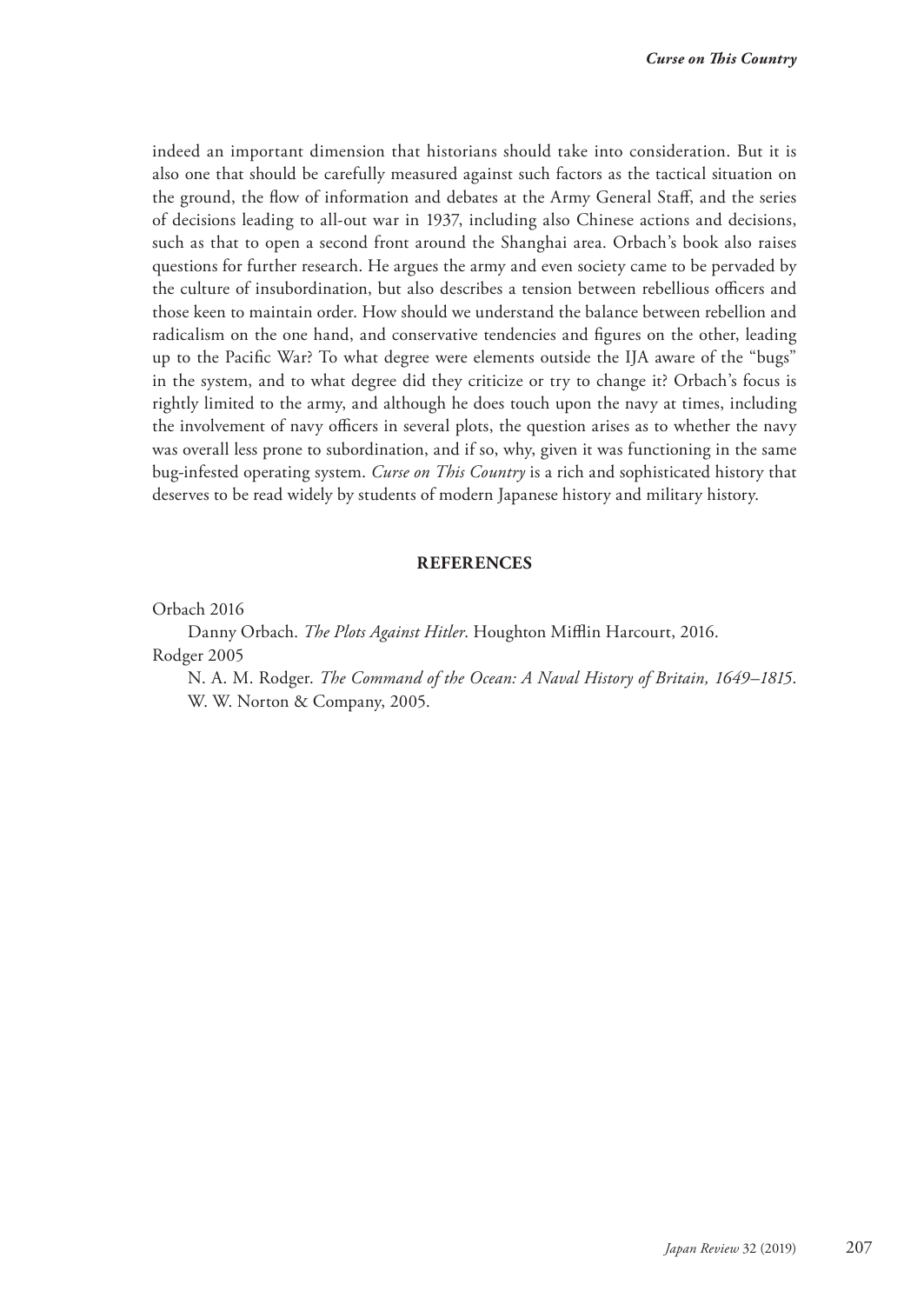indeed an important dimension that historians should take into consideration. But it is also one that should be carefully measured against such factors as the tactical situation on the ground, the flow of information and debates at the Army General Staff, and the series of decisions leading to all-out war in 1937, including also Chinese actions and decisions, such as that to open a second front around the Shanghai area. Orbach's book also raises questions for further research. He argues the army and even society came to be pervaded by the culture of insubordination, but also describes a tension between rebellious officers and those keen to maintain order. How should we understand the balance between rebellion and radicalism on the one hand, and conservative tendencies and figures on the other, leading up to the Pacific War? To what degree were elements outside the IJA aware of the "bugs" in the system, and to what degree did they criticize or try to change it? Orbach's focus is rightly limited to the army, and although he does touch upon the navy at times, including the involvement of navy officers in several plots, the question arises as to whether the navy was overall less prone to subordination, and if so, why, given it was functioning in the same bug-infested operating system. *Curse on This Country* is a rich and sophisticated history that deserves to be read widely by students of modern Japanese history and military history.

## REFERENCES

Orbach 2016

Danny Orbach. *The Plots Against Hitler*. Houghton Mifflin Harcourt, 2016.

Rodger 2005

N. A. M. Rodger. *The Command of the Ocean: A Naval History of Britain, 1649–1815*. W. W. Norton & Company, 2005.